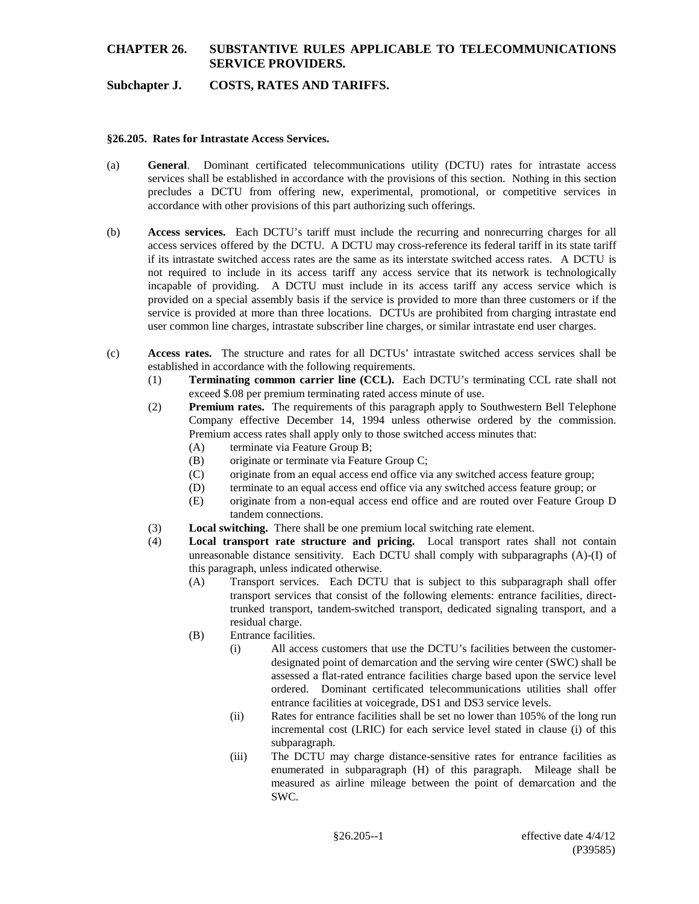**CHAPTER 26. SUBSTANTIVE RULES APPLICABLE TO TELECOMMUNICATIONS SERVICE PROVIDERS.**

**Subchapter J. COSTS, RATES AND TARIFFS.**

**§26.205. Rates for Intrastate Access Services.**

(a) **General**. Dominant certificated telecommunications utility (DCTU) rates for intrastate access services shall be established in accordance with the provisions of this section. Nothing in this section precludes a DCTU from offering new, experimental, promotional, or competitive services in accordance with other provisions of this part authorizing such offerings.

(b) **Access services.** Each DCTU's tariff must include the recurring and nonrecurring charges for all access services offered by the DCTU. A DCTU may cross-reference its federal tariff in its state tariff if its intrastate switched access rates are the same as its interstate switched access rates. A DCTU is not required to include in its access tariff any access service that its network is technologically incapable of providing. A DCTU must include in its access tariff any access service which is provided on a special assembly basis if the service is provided to more than three customers or if the service is provided at more than three locations. DCTUs are prohibited from charging intrastate end user common line charges, intrastate subscriber line charges, or similar intrastate end user charges.

(c) **Access rates.** The structure and rates for all DCTUs' intrastate switched access services shall be established in accordance with the following requirements.

(1) **Terminating common carrier line (CCL).** Each DCTU's terminating CCL rate shall not exceed $.08 per premium terminating rated access minute of use.

(2) **Premium rates.** The requirements of this paragraph apply to Southwestern Bell Telephone Company effective December 14, 1994 unless otherwise ordered by the commission. Premium access rates shall apply only to those switched access minutes that:

(A) terminate via Feature Group B;

(B) originate or terminate via Feature Group C;

(C) originate from an equal access end office via any switched access feature group;

(D) terminate to an equal access end office via any switched access feature group; or

(E) originate from a non-equal access end office and are routed over Feature Group D tandem connections.

(3) **Local switching.** There shall be one premium local switching rate element.

(4) **Local transport rate structure and pricing.** Local transport rates shall not contain unreasonable distance sensitivity. Each DCTU shall comply with subparagraphs (A)-(I) of this paragraph, unless indicated otherwise.

(A) Transport services. Each DCTU that is subject to this subparagraph shall offer transport services that consist of the following elements: entrance facilities, direct-trunked transport, tandem-switched transport, dedicated signaling transport, and a residual charge.

(B) Entrance facilities.

(i) All access customers that use the DCTU's facilities between the customer-designated point of demarcation and the serving wire center (SWC) shall be assessed a flat-rated entrance facilities charge based upon the service level ordered. Dominant certificated telecommunications utilities shall offer entrance facilities at voicegrade, DS1 and DS3 service levels.

(ii) Rates for entrance facilities shall be set no lower than 105% of the long run incremental cost (LRIC) for each service level stated in clause (i) of this subparagraph.

(iii) The DCTU may charge distance-sensitive rates for entrance facilities as enumerated in subparagraph (H) of this paragraph. Mileage shall be measured as airline mileage between the point of demarcation and the SWC.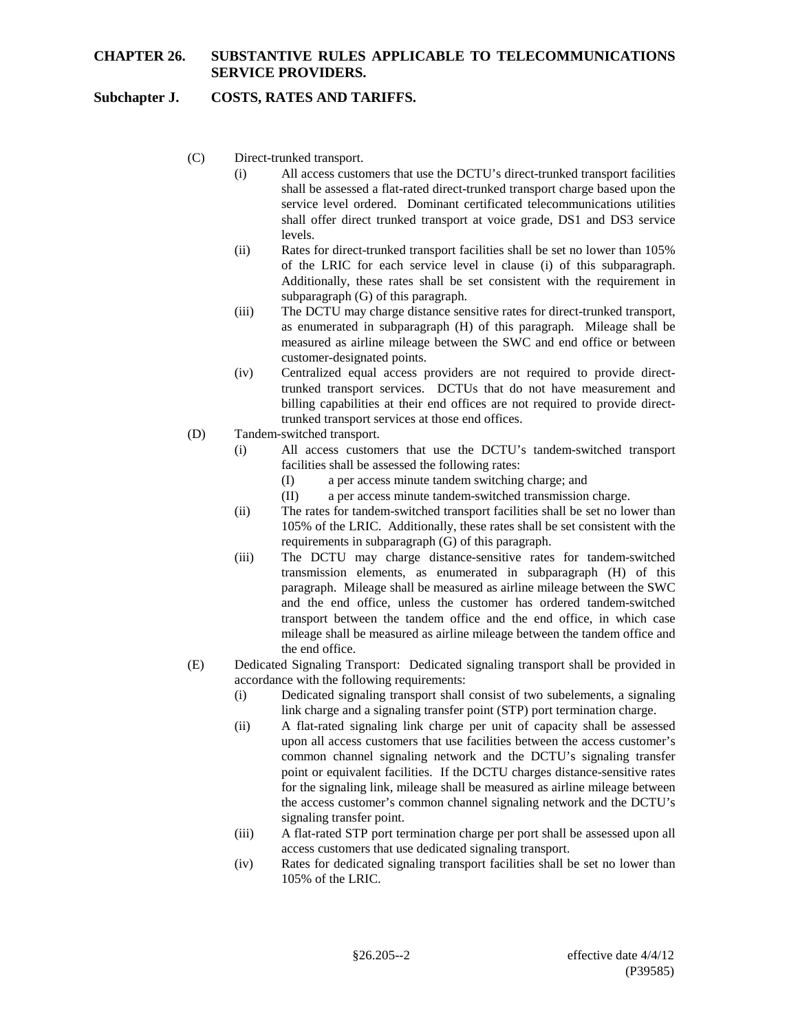(C) Direct-trunked transport.

(i) All access customers that use the DCTU's direct-trunked transport facilities shall be assessed a flat-rated direct-trunked transport charge based upon the service level ordered. Dominant certificated telecommunications utilities shall offer direct trunked transport at voice grade, DS1 and DS3 service levels.

(ii) Rates for direct-trunked transport facilities shall be set no lower than 105% of the LRIC for each service level in clause (i) of this subparagraph. Additionally, these rates shall be set consistent with the requirement in subparagraph (G) of this paragraph.

(iii) The DCTU may charge distance sensitive rates for direct-trunked transport, as enumerated in subparagraph (H) of this paragraph. Mileage shall be measured as airline mileage between the SWC and end office or between customer-designated points.

(iv) Centralized equal access providers are not required to provide direct-trunked transport services. DCTUs that do not have measurement and billing capabilities at their end offices are not required to provide direct-trunked transport services at those end offices.

(D) Tandem-switched transport.

(i) All access customers that use the DCTU's tandem-switched transport facilities shall be assessed the following rates:

(I) a per access minute tandem switching charge; and

(II) a per access minute tandem-switched transmission charge.

(ii) The rates for tandem-switched transport facilities shall be set no lower than 105% of the LRIC. Additionally, these rates shall be set consistent with the requirements in subparagraph (G) of this paragraph.

(iii) The DCTU may charge distance-sensitive rates for tandem-switched transmission elements, as enumerated in subparagraph (H) of this paragraph. Mileage shall be measured as airline mileage between the SWC and the end office, unless the customer has ordered tandem-switched transport between the tandem office and the end office, in which case mileage shall be measured as airline mileage between the tandem office and the end office.

(E) Dedicated Signaling Transport: Dedicated signaling transport shall be provided in accordance with the following requirements:

(i) Dedicated signaling transport shall consist of two subelements, a signaling link charge and a signaling transfer point (STP) port termination charge.

(ii) A flat-rated signaling link charge per unit of capacity shall be assessed upon all access customers that use facilities between the access customer's common channel signaling network and the DCTU's signaling transfer point or equivalent facilities. If the DCTU charges distance-sensitive rates for the signaling link, mileage shall be measured as airline mileage between the access customer's common channel signaling network and the DCTU's signaling transfer point.

(iii) A flat-rated STP port termination charge per port shall be assessed upon all access customers that use dedicated signaling transport.

(iv) Rates for dedicated signaling transport facilities shall be set no lower than 105% of the LRIC.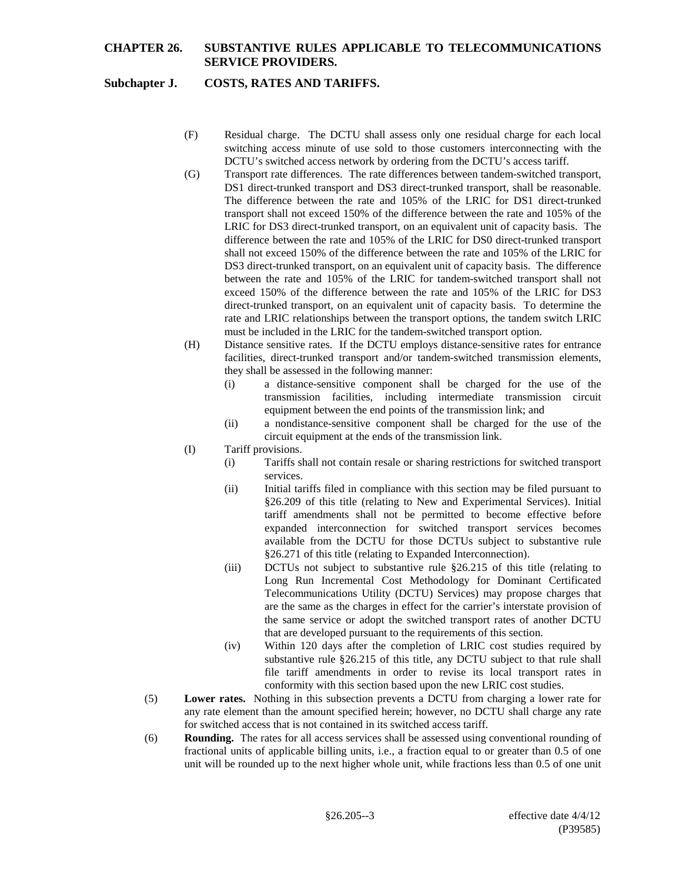(F) Residual charge. The DCTU shall assess only one residual charge for each local switching access minute of use sold to those customers interconnecting with the DCTU's switched access network by ordering from the DCTU's access tariff.

(G) Transport rate differences. The rate differences between tandem-switched transport, DS1 direct-trunked transport and DS3 direct-trunked transport, shall be reasonable. The difference between the rate and 105% of the LRIC for DS1 direct-trunked transport shall not exceed 150% of the difference between the rate and 105% of the LRIC for DS3 direct-trunked transport, on an equivalent unit of capacity basis. The difference between the rate and 105% of the LRIC for DS0 direct-trunked transport shall not exceed 150% of the difference between the rate and 105% of the LRIC for DS3 direct-trunked transport, on an equivalent unit of capacity basis. The difference between the rate and 105% of the LRIC for tandem-switched transport shall not exceed 150% of the difference between the rate and 105% of the LRIC for DS3 direct-trunked transport, on an equivalent unit of capacity basis. To determine the rate and LRIC relationships between the transport options, the tandem switch LRIC must be included in the LRIC for the tandem-switched transport option.

(H) Distance sensitive rates. If the DCTU employs distance-sensitive rates for entrance facilities, direct-trunked transport and/or tandem-switched transmission elements, they shall be assessed in the following manner:

(i) a distance-sensitive component shall be charged for the use of the transmission facilities, including intermediate transmission circuit equipment between the end points of the transmission link; and

(ii) a nondistance-sensitive component shall be charged for the use of the circuit equipment at the ends of the transmission link.

(I) Tariff provisions.

(i) Tariffs shall not contain resale or sharing restrictions for switched transport services.

(ii) Initial tariffs filed in compliance with this section may be filed pursuant to §26.209 of this title (relating to New and Experimental Services). Initial tariff amendments shall not be permitted to become effective before expanded interconnection for switched transport services becomes available from the DCTU for those DCTUs subject to substantive rule §26.271 of this title (relating to Expanded Interconnection).

(iii) DCTUs not subject to substantive rule §26.215 of this title (relating to Long Run Incremental Cost Methodology for Dominant Certificated Telecommunications Utility (DCTU) Services) may propose charges that are the same as the charges in effect for the carrier's interstate provision of the same service or adopt the switched transport rates of another DCTU that are developed pursuant to the requirements of this section.

(iv) Within 120 days after the completion of LRIC cost studies required by substantive rule §26.215 of this title, any DCTU subject to that rule shall file tariff amendments in order to revise its local transport rates in conformity with this section based upon the new LRIC cost studies.

(5) **Lower rates.** Nothing in this subsection prevents a DCTU from charging a lower rate for any rate element than the amount specified herein; however, no DCTU shall charge any rate for switched access that is not contained in its switched access tariff.

(6) **Rounding.** The rates for all access services shall be assessed using conventional rounding of fractional units of applicable billing units, i.e., a fraction equal to or greater than 0.5 of one unit will be rounded up to the next higher whole unit, while fractions less than 0.5 of one unit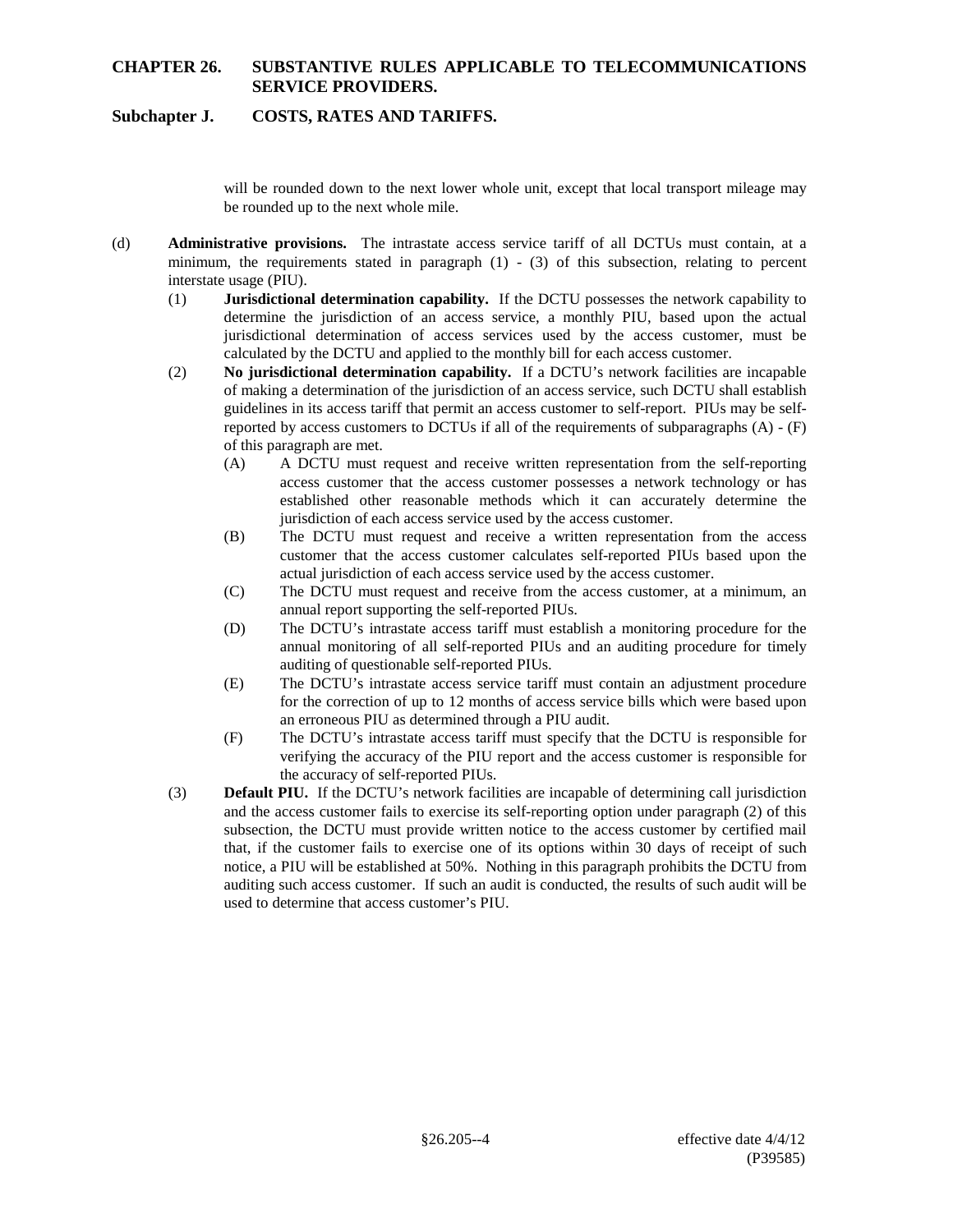will be rounded down to the next lower whole unit, except that local transport mileage may be rounded up to the next whole mile.

(d) **Administrative provisions.** The intrastate access service tariff of all DCTUs must contain, at a minimum, the requirements stated in paragraph (1) - (3) of this subsection, relating to percent interstate usage (PIU).

(1) **Jurisdictional determination capability.** If the DCTU possesses the network capability to determine the jurisdiction of an access service, a monthly PIU, based upon the actual jurisdictional determination of access services used by the access customer, must be calculated by the DCTU and applied to the monthly bill for each access customer.

(2) **No jurisdictional determination capability.** If a DCTU's network facilities are incapable of making a determination of the jurisdiction of an access service, such DCTU shall establish guidelines in its access tariff that permit an access customer to self-report. PIUs may be self-reported by access customers to DCTUs if all of the requirements of subparagraphs (A) - (F) of this paragraph are met.

(A) A DCTU must request and receive written representation from the self-reporting access customer that the access customer possesses a network technology or has established other reasonable methods which it can accurately determine the jurisdiction of each access service used by the access customer.

(B) The DCTU must request and receive a written representation from the access customer that the access customer calculates self-reported PIUs based upon the actual jurisdiction of each access service used by the access customer.

(C) The DCTU must request and receive from the access customer, at a minimum, an annual report supporting the self-reported PIUs.

(D) The DCTU's intrastate access tariff must establish a monitoring procedure for the annual monitoring of all self-reported PIUs and an auditing procedure for timely auditing of questionable self-reported PIUs.

(E) The DCTU's intrastate access service tariff must contain an adjustment procedure for the correction of up to 12 months of access service bills which were based upon an erroneous PIU as determined through a PIU audit.

(F) The DCTU's intrastate access tariff must specify that the DCTU is responsible for verifying the accuracy of the PIU report and the access customer is responsible for the accuracy of self-reported PIUs.

(3) **Default PIU.** If the DCTU's network facilities are incapable of determining call jurisdiction and the access customer fails to exercise its self-reporting option under paragraph (2) of this subsection, the DCTU must provide written notice to the access customer by certified mail that, if the customer fails to exercise one of its options within 30 days of receipt of such notice, a PIU will be established at 50%. Nothing in this paragraph prohibits the DCTU from auditing such access customer. If such an audit is conducted, the results of such audit will be used to determine that access customer's PIU.